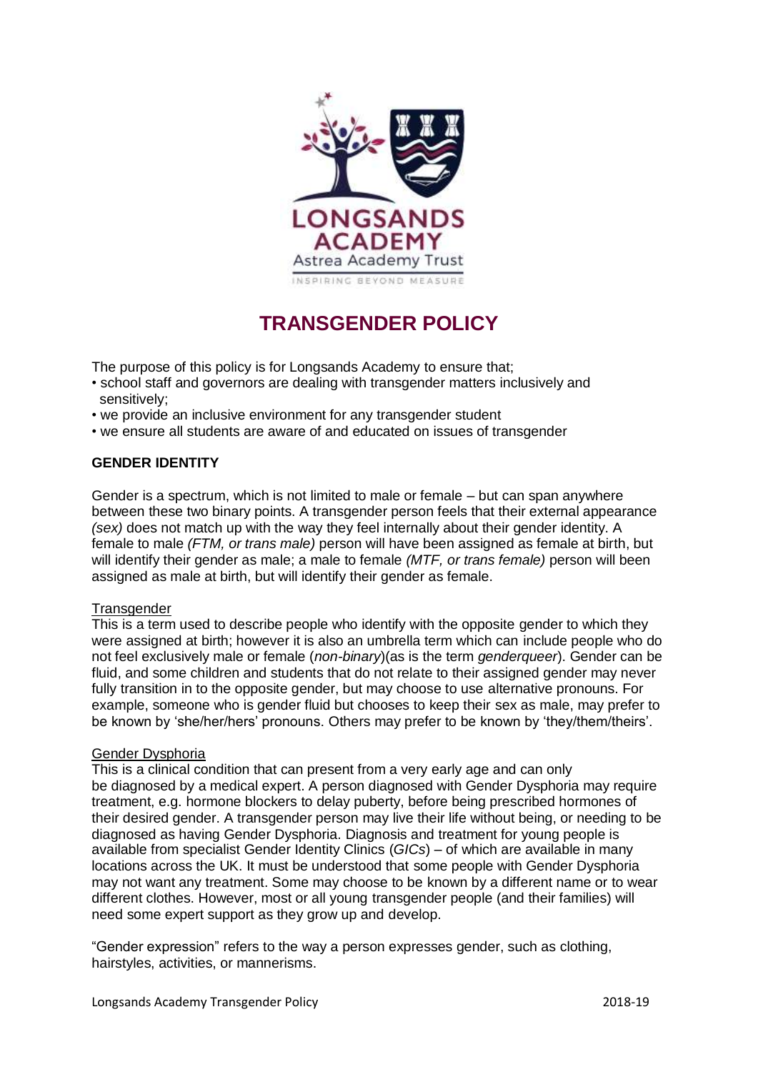# TRANSGENDER POLICY

The purpose of this policy is for Longsands Academy to ensure that;

- school staff and governors are dealing with transgender matters inclusively and sensitively;
- we provide an inclusive environment for any transgender student
- we ensure all students are aware of and educated on issues of transgender

**GENDER IDENTITY**

Gender is a spectrum, which is not limited to male or female – but can span anywhere between these two binary points. A transgender person feels that their external appearance *(sex)* does not match up with the way they feel internally about their gender identity. A female to male *(FTM, or trans male)* person will have been assigned as female at birth, but will identify their gender as male; a male to female *(MTF, or trans female)* person will been assigned as male at birth, but will identify their gender as female.

<u>Transgender</u>

This is a term used to describe people who identify with the opposite gender to which they were assigned at birth; however it is also an umbrella term which can include people who do not feel exclusively male or female (*non-binary*)(as is the term *genderqueer*). Gender can be fluid, and some children and students that do not relate to their assigned gender may never fully transition in to the opposite gender, but may choose to use alternative pronouns. For example, someone who is gender fluid but chooses to keep their sex as male, may prefer to be known by 'she/her/hers' pronouns. Others may prefer to be known by 'they/them/theirs'.

<u>Gender Dysphoria</u>

This is a clinical condition that can present from a very early age and can only be diagnosed by a medical expert. A person diagnosed with Gender Dysphoria may require treatment, e.g. hormone blockers to delay puberty, before being prescribed hormones of their desired gender. A transgender person may live their life without being, or needing to be diagnosed as having Gender Dysphoria. Diagnosis and treatment for young people is available from specialist Gender Identity Clinics (*GICs*) – of which are available in many locations across the UK. It must be understood that some people with Gender Dysphoria may not want any treatment. Some may choose to be known by a different name or to wear different clothes. However, most or all young transgender people (and their families) will need some expert support as they grow up and develop.

"Gender expression" refers to the way a person expresses gender, such as clothing, hairstyles, activities, or mannerisms.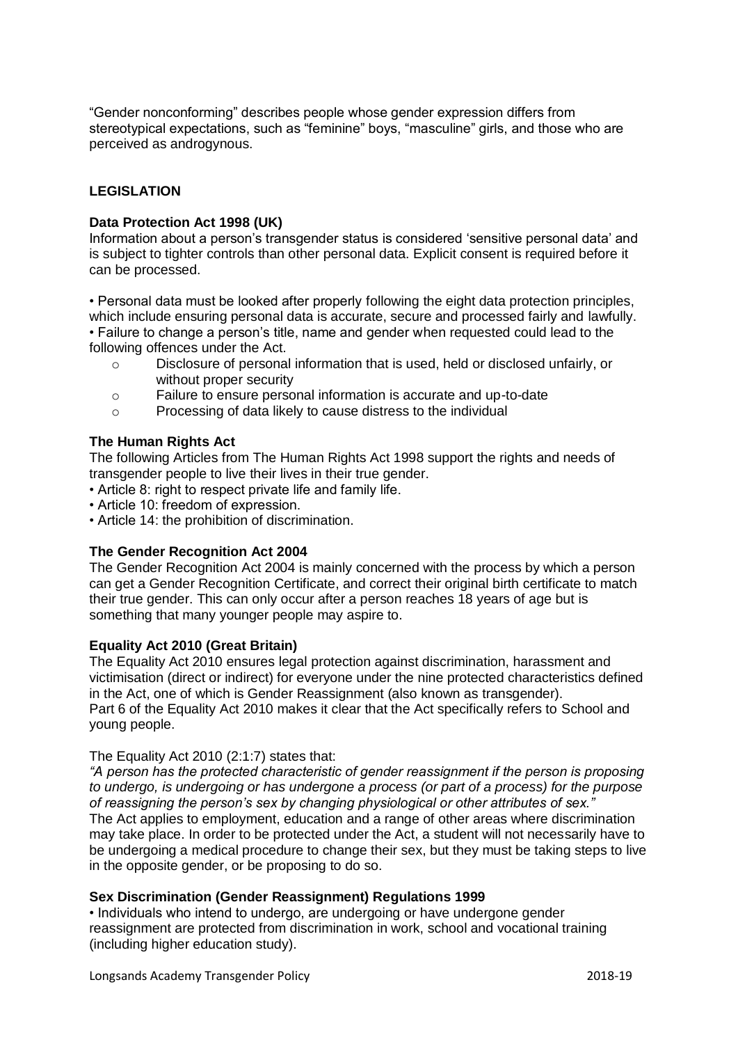"Gender nonconforming" describes people whose gender expression differs from stereotypical expectations, such as "feminine" boys, "masculine" girls, and those who are perceived as androgynous.

## LEGISLATION

### Data Protection Act 1998 (UK)

Information about a person's transgender status is considered 'sensitive personal data' and is subject to tighter controls than other personal data. Explicit consent is required before it can be processed.

- Personal data must be looked after properly following the eight data protection principles, which include ensuring personal data is accurate, secure and processed fairly and lawfully.
- Failure to change a person's title, name and gender when requested could lead to the following offences under the Act.
  - Disclosure of personal information that is used, held or disclosed unfairly, or without proper security
  - Failure to ensure personal information is accurate and up-to-date
  - Processing of data likely to cause distress to the individual

### The Human Rights Act

The following Articles from The Human Rights Act 1998 support the rights and needs of transgender people to live their lives in their true gender.

- Article 8: right to respect private life and family life.
- Article 10: freedom of expression.
- Article 14: the prohibition of discrimination.

### The Gender Recognition Act 2004

The Gender Recognition Act 2004 is mainly concerned with the process by which a person can get a Gender Recognition Certificate, and correct their original birth certificate to match their true gender. This can only occur after a person reaches 18 years of age but is something that many younger people may aspire to.

### Equality Act 2010 (Great Britain)

The Equality Act 2010 ensures legal protection against discrimination, harassment and victimisation (direct or indirect) for everyone under the nine protected characteristics defined in the Act, one of which is Gender Reassignment (also known as transgender).
Part 6 of the Equality Act 2010 makes it clear that the Act specifically refers to School and young people.

The Equality Act 2010 (2:1:7) states that:
*"A person has the protected characteristic of gender reassignment if the person is proposing to undergo, is undergoing or has undergone a process (or part of a process) for the purpose of reassigning the person's sex by changing physiological or other attributes of sex."*
The Act applies to employment, education and a range of other areas where discrimination may take place. In order to be protected under the Act, a student will not necessarily have to be undergoing a medical procedure to change their sex, but they must be taking steps to live in the opposite gender, or be proposing to do so.

### Sex Discrimination (Gender Reassignment) Regulations 1999

- Individuals who intend to undergo, are undergoing or have undergone gender reassignment are protected from discrimination in work, school and vocational training (including higher education study).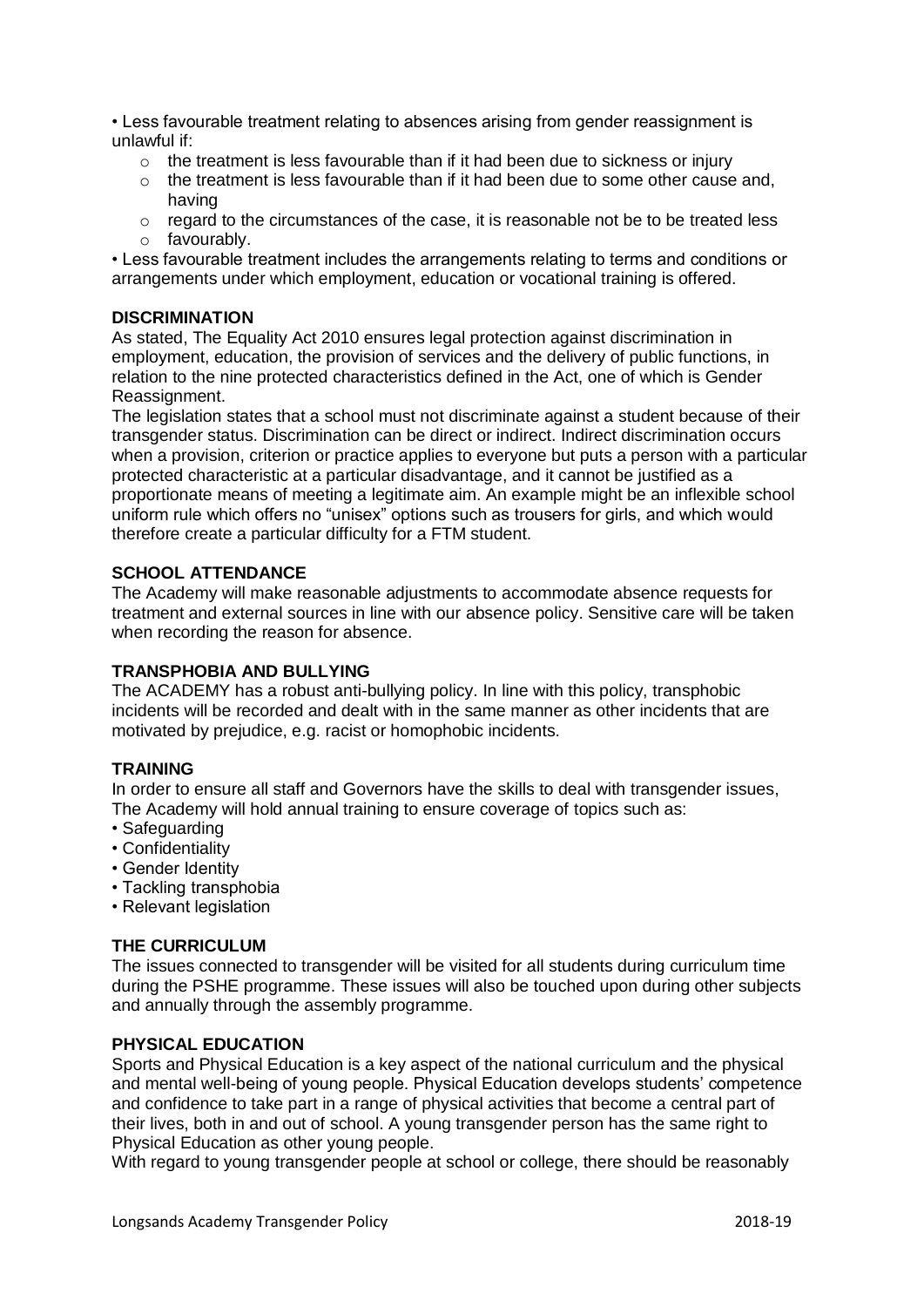- Less favourable treatment relating to absences arising from gender reassignment is unlawful if:
  - the treatment is less favourable than if it had been due to sickness or injury
  - the treatment is less favourable than if it had been due to some other cause and, having
  - regard to the circumstances of the case, it is reasonable not be to be treated less
  - favourably.
- Less favourable treatment includes the arrangements relating to terms and conditions or arrangements under which employment, education or vocational training is offered.

**DISCRIMINATION**

As stated, The Equality Act 2010 ensures legal protection against discrimination in employment, education, the provision of services and the delivery of public functions, in relation to the nine protected characteristics defined in the Act, one of which is Gender Reassignment.

The legislation states that a school must not discriminate against a student because of their transgender status. Discrimination can be direct or indirect. Indirect discrimination occurs when a provision, criterion or practice applies to everyone but puts a person with a particular protected characteristic at a particular disadvantage, and it cannot be justified as a proportionate means of meeting a legitimate aim. An example might be an inflexible school uniform rule which offers no "unisex" options such as trousers for girls, and which would therefore create a particular difficulty for a FTM student.

**SCHOOL ATTENDANCE**

The Academy will make reasonable adjustments to accommodate absence requests for treatment and external sources in line with our absence policy. Sensitive care will be taken when recording the reason for absence.

**TRANSPHOBIA AND BULLYING**

The ACADEMY has a robust anti-bullying policy. In line with this policy, transphobic incidents will be recorded and dealt with in the same manner as other incidents that are motivated by prejudice, e.g. racist or homophobic incidents.

**TRAINING**

In order to ensure all staff and Governors have the skills to deal with transgender issues, The Academy will hold annual training to ensure coverage of topics such as:

- Safeguarding
- Confidentiality
- Gender Identity
- Tackling transphobia
- Relevant legislation

**THE CURRICULUM**

The issues connected to transgender will be visited for all students during curriculum time during the PSHE programme. These issues will also be touched upon during other subjects and annually through the assembly programme.

**PHYSICAL EDUCATION**

Sports and Physical Education is a key aspect of the national curriculum and the physical and mental well-being of young people. Physical Education develops students' competence and confidence to take part in a range of physical activities that become a central part of their lives, both in and out of school. A young transgender person has the same right to Physical Education as other young people.

With regard to young transgender people at school or college, there should be reasonably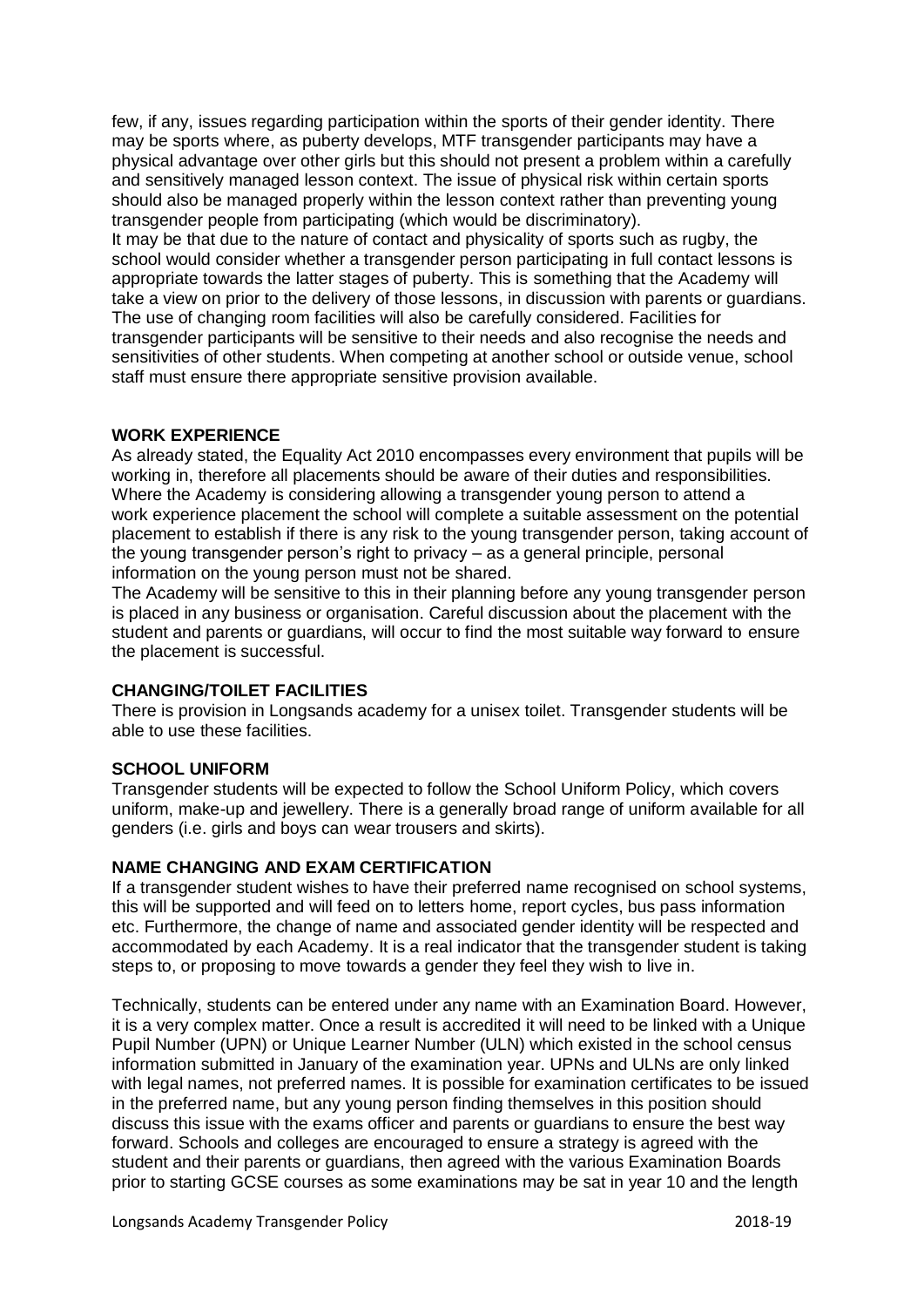few, if any, issues regarding participation within the sports of their gender identity. There may be sports where, as puberty develops, MTF transgender participants may have a physical advantage over other girls but this should not present a problem within a carefully and sensitively managed lesson context. The issue of physical risk within certain sports should also be managed properly within the lesson context rather than preventing young transgender people from participating (which would be discriminatory).
It may be that due to the nature of contact and physicality of sports such as rugby, the school would consider whether a transgender person participating in full contact lessons is appropriate towards the latter stages of puberty. This is something that the Academy will take a view on prior to the delivery of those lessons, in discussion with parents or guardians. The use of changing room facilities will also be carefully considered. Facilities for transgender participants will be sensitive to their needs and also recognise the needs and sensitivities of other students. When competing at another school or outside venue, school staff must ensure there appropriate sensitive provision available.

**WORK EXPERIENCE**

As already stated, the Equality Act 2010 encompasses every environment that pupils will be working in, therefore all placements should be aware of their duties and responsibilities. Where the Academy is considering allowing a transgender young person to attend a work experience placement the school will complete a suitable assessment on the potential placement to establish if there is any risk to the young transgender person, taking account of the young transgender person's right to privacy – as a general principle, personal information on the young person must not be shared.
The Academy will be sensitive to this in their planning before any young transgender person is placed in any business or organisation. Careful discussion about the placement with the student and parents or guardians, will occur to find the most suitable way forward to ensure the placement is successful.

**CHANGING/TOILET FACILITIES**

There is provision in Longsands academy for a unisex toilet. Transgender students will be able to use these facilities.

**SCHOOL UNIFORM**

Transgender students will be expected to follow the School Uniform Policy, which covers uniform, make-up and jewellery. There is a generally broad range of uniform available for all genders (i.e. girls and boys can wear trousers and skirts).

**NAME CHANGING AND EXAM CERTIFICATION**

If a transgender student wishes to have their preferred name recognised on school systems, this will be supported and will feed on to letters home, report cycles, bus pass information etc. Furthermore, the change of name and associated gender identity will be respected and accommodated by each Academy. It is a real indicator that the transgender student is taking steps to, or proposing to move towards a gender they feel they wish to live in.

Technically, students can be entered under any name with an Examination Board. However, it is a very complex matter. Once a result is accredited it will need to be linked with a Unique Pupil Number (UPN) or Unique Learner Number (ULN) which existed in the school census information submitted in January of the examination year. UPNs and ULNs are only linked with legal names, not preferred names. It is possible for examination certificates to be issued in the preferred name, but any young person finding themselves in this position should discuss this issue with the exams officer and parents or guardians to ensure the best way forward. Schools and colleges are encouraged to ensure a strategy is agreed with the student and their parents or guardians, then agreed with the various Examination Boards prior to starting GCSE courses as some examinations may be sat in year 10 and the length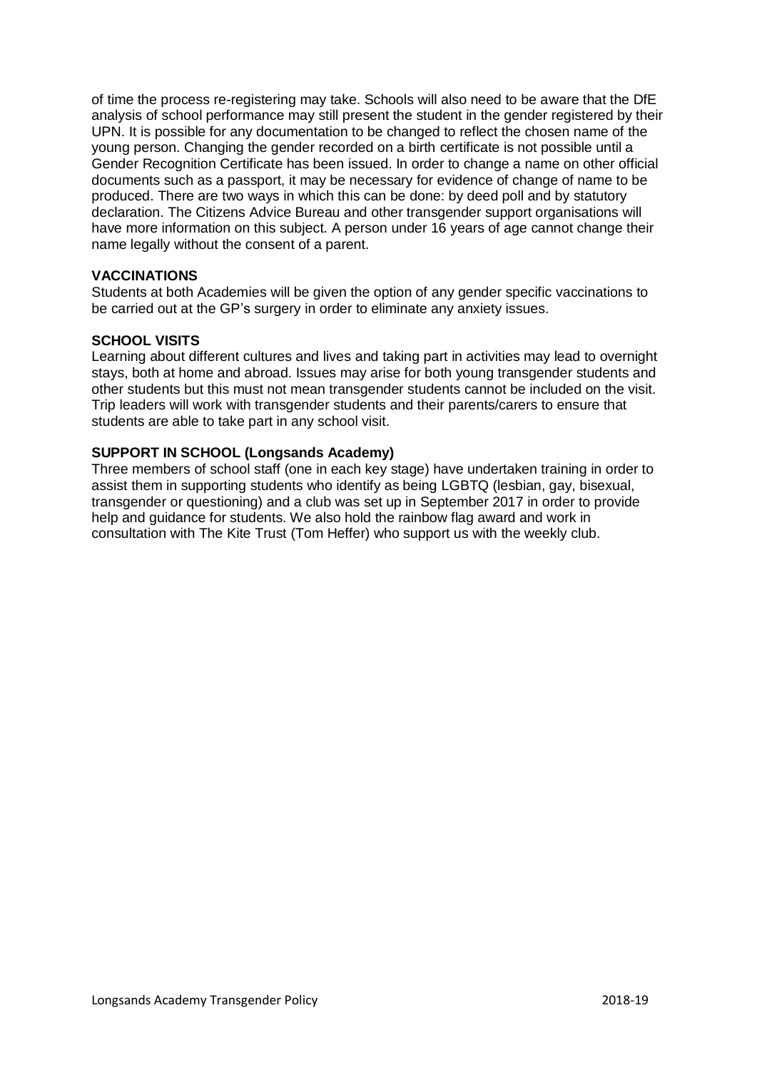of time the process re-registering may take. Schools will also need to be aware that the DfE analysis of school performance may still present the student in the gender registered by their UPN. It is possible for any documentation to be changed to reflect the chosen name of the young person. Changing the gender recorded on a birth certificate is not possible until a Gender Recognition Certificate has been issued. In order to change a name on other official documents such as a passport, it may be necessary for evidence of change of name to be produced. There are two ways in which this can be done: by deed poll and by statutory declaration. The Citizens Advice Bureau and other transgender support organisations will have more information on this subject. A person under 16 years of age cannot change their name legally without the consent of a parent.

**VACCINATIONS**

Students at both Academies will be given the option of any gender specific vaccinations to be carried out at the GP's surgery in order to eliminate any anxiety issues.

**SCHOOL VISITS**

Learning about different cultures and lives and taking part in activities may lead to overnight stays, both at home and abroad. Issues may arise for both young transgender students and other students but this must not mean transgender students cannot be included on the visit. Trip leaders will work with transgender students and their parents/carers to ensure that students are able to take part in any school visit.

**SUPPORT IN SCHOOL (Longsands Academy)**

Three members of school staff (one in each key stage) have undertaken training in order to assist them in supporting students who identify as being LGBTQ (lesbian, gay, bisexual, transgender or questioning) and a club was set up in September 2017 in order to provide help and guidance for students. We also hold the rainbow flag award and work in consultation with The Kite Trust (Tom Heffer) who support us with the weekly club.